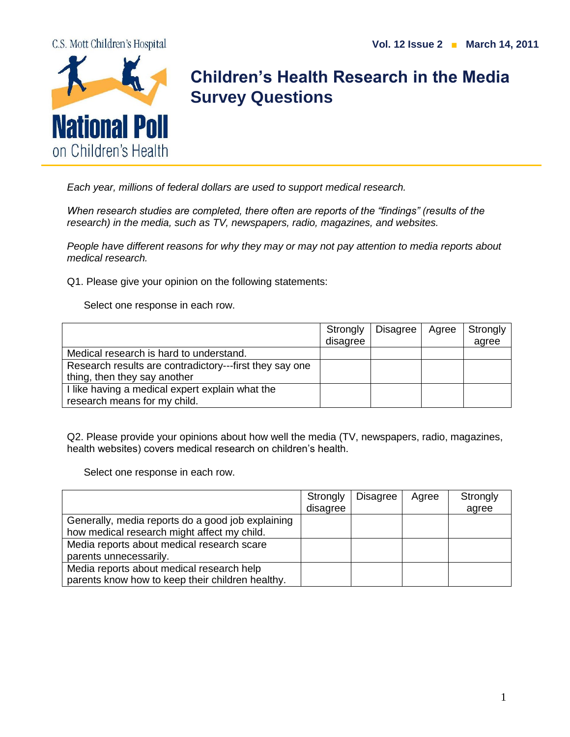C.S. Mott Children's Hospital

**National Poll on Children's Health**

**Vol. 12 Issue 2 ■ March 14, 2011**

# Children's Health Research in the Media Survey Questions

*Each year, millions of federal dollars are used to support medical research.*

*When research studies are completed, there often are reports of the "findings" (results of the research) in the media, such as TV, newspapers, radio, magazines, and websites.*

*People have different reasons for why they may or may not pay attention to media reports about medical research.*

Q1. Please give your opinion on the following statements:

Select one response in each row.

| | Strongly disagree | Disagree | Agree | Strongly agree |
|---|---|---|---|---|
| Medical research is hard to understand. | | | | |
| Research results are contradictory---first they say one thing, then they say another | | | | |
| I like having a medical expert explain what the research means for my child. | | | | |

Q2. Please provide your opinions about how well the media (TV, newspapers, radio, magazines, health websites) covers medical research on children's health.

Select one response in each row.

| | Strongly disagree | Disagree | Agree | Strongly agree |
|---|---|---|---|---|
| Generally, media reports do a good job explaining how medical research might affect my child. | | | | |
| Media reports about medical research scare parents unnecessarily. | | | | |
| Media reports about medical research help parents know how to keep their children healthy. | | | | |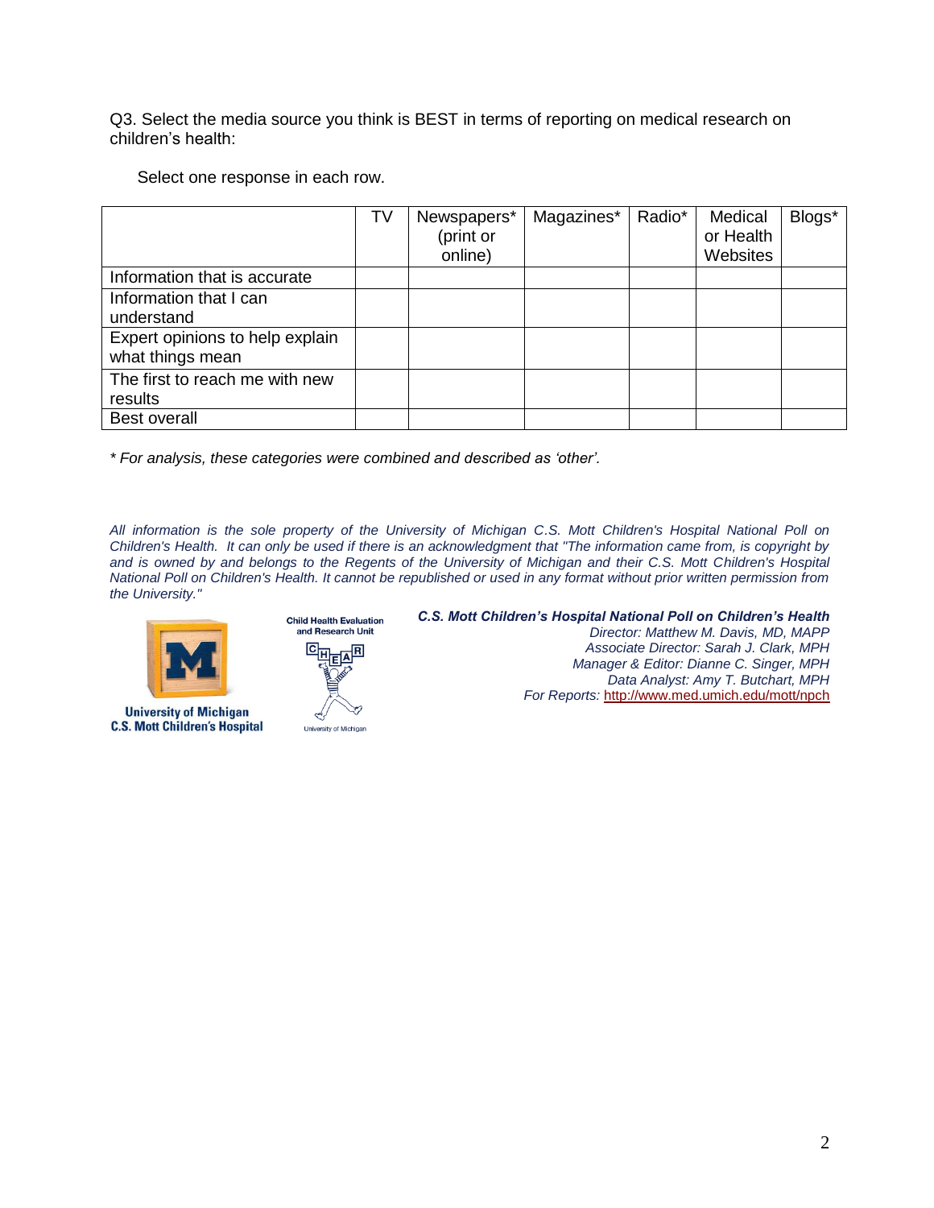Q3. Select the media source you think is BEST in terms of reporting on medical research on children's health:

Select one response in each row.

| | TV | Newspapers* (print or online) | Magazines* | Radio* | Medical or Health Websites | Blogs* |
|---|---|---|---|---|---|---|
| Information that is accurate | | | | | | |
| Information that I can understand | | | | | | |
| Expert opinions to help explain what things mean | | | | | | |
| The first to reach me with new results | | | | | | |
| Best overall | | | | | | |

*\* For analysis, these categories were combined and described as 'other'.*

*All information is the sole property of the University of Michigan C.S. Mott Children's Hospital National Poll on Children's Health. It can only be used if there is an acknowledgment that "The information came from, is copyright by and is owned by and belongs to the Regents of the University of Michigan and their C.S. Mott Children's Hospital National Poll on Children's Health. It cannot be republished or used in any format without prior written permission from the University."*

University of Michigan C.S. Mott Children's Hospital

Child Health Evaluation and Research Unit

CHEAR

University of Michigan

***C.S. Mott Children's Hospital National Poll on Children's Health***

*Director: Matthew M. Davis, MD, MAPP*

*Associate Director: Sarah J. Clark, MPH*

*Manager & Editor: Dianne C. Singer, MPH*

*Data Analyst: Amy T. Butchart, MPH*

*For Reports:* http://www.med.umich.edu/mott/npch